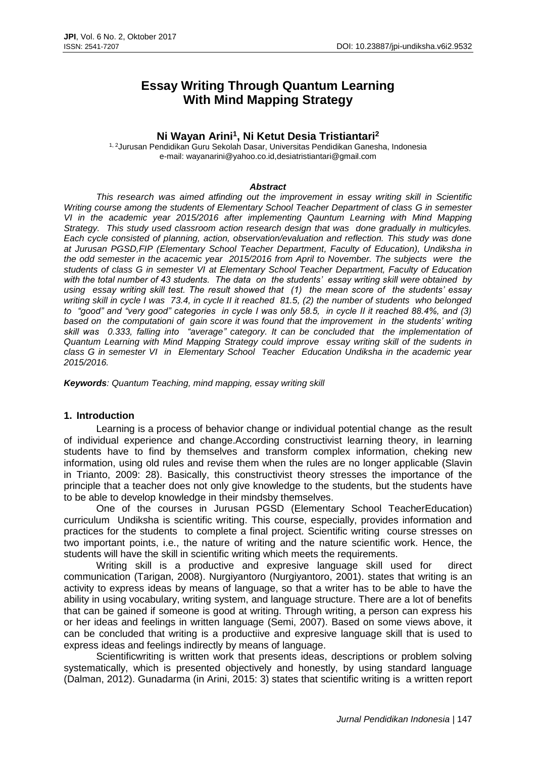# Essay Writing Through Quantum Learning With Mind Mapping Strategy

**Ni Wayan Arini[1], Ni Ketut Desia Tristiantari[2]**

[1, 2]Jurusan Pendidikan Guru Sekolah Dasar, Universitas Pendidikan Ganesha, Indonesia
e-mail: wayanarini@yahoo.co.id,desiatristiantari@gmail.com

### *Abstract*

*This research was aimed atfinding out the improvement in essay writing skill in Scientific Writing course among the students of Elementary School Teacher Department of class G in semester VI in the academic year 2015/2016 after implementing Qauntum Learning with Mind Mapping Strategy. This study used classroom action research design that was done gradually in multicyles. Each cycle consisted of planning, action, observation/evaluation and reflection. This study was done at Jurusan PGSD,FIP (Elementary School Teacher Department, Faculty of Education), Undiksha in the odd semester in the acacemic year 2015/2016 from April to November. The subjects were the students of class G in semester VI at Elementary School Teacher Department, Faculty of Education with the total number of 43 students. The data on the students' essay writing skill were obtained by using essay writing skill test. The result showed that (1) the mean score of the students' essay writing skill in cycle I was 73.4, in cycle II it reached 81.5, (2) the number of students who belonged to "good" and "very good" categories in cycle I was only 58.5, in cycle II it reached 88.4%, and (3) based on the computationi of gain score it was found that the improvement in the students' writing skill was 0.333, falling into "average" category. It can be concluded that the implementation of Quantum Learning with Mind Mapping Strategy could improve essay writing skill of the sudents in class G in semester VI in Elementary School Teacher Education Undiksha in the academic year 2015/2016.*

***Keywords**: Quantum Teaching, mind mapping, essay writing skill*

## 1. Introduction

Learning is a process of behavior change or individual potential change as the result of individual experience and change.According constructivist learning theory, in learning students have to find by themselves and transform complex information, cheking new information, using old rules and revise them when the rules are no longer applicable (Slavin in Trianto, 2009: 28). Basically, this constructivist theory stresses the importance of the principle that a teacher does not only give knowledge to the students, but the students have to be able to develop knowledge in their mindsby themselves.

One of the courses in Jurusan PGSD (Elementary School TeacherEducation) curriculum Undiksha is scientific writing. This course, especially, provides information and practices for the students to complete a final project. Scientific writing course stresses on two important points, i.e., the nature of writing and the nature scientific work. Hence, the students will have the skill in scientific writing which meets the requirements.

Writing skill is a productive and expresive language skill used for direct communication (Tarigan, 2008). Nurgiyantoro (Nurgiyantoro, 2001). states that writing is an activity to express ideas by means of language, so that a writer has to be able to have the ability in using vocabulary, writing system, and language structure. There are a lot of benefits that can be gained if someone is good at writing. Through writing, a person can express his or her ideas and feelings in written language (Semi, 2007). Based on some views above, it can be concluded that writing is a productiive and expresive language skill that is used to express ideas and feelings indirectly by means of language.

Scientificwriting is written work that presents ideas, descriptions or problem solving systematically, which is presented objectively and honestly, by using standard language (Dalman, 2012). Gunadarma (in Arini, 2015: 3) states that scientific writing is a written report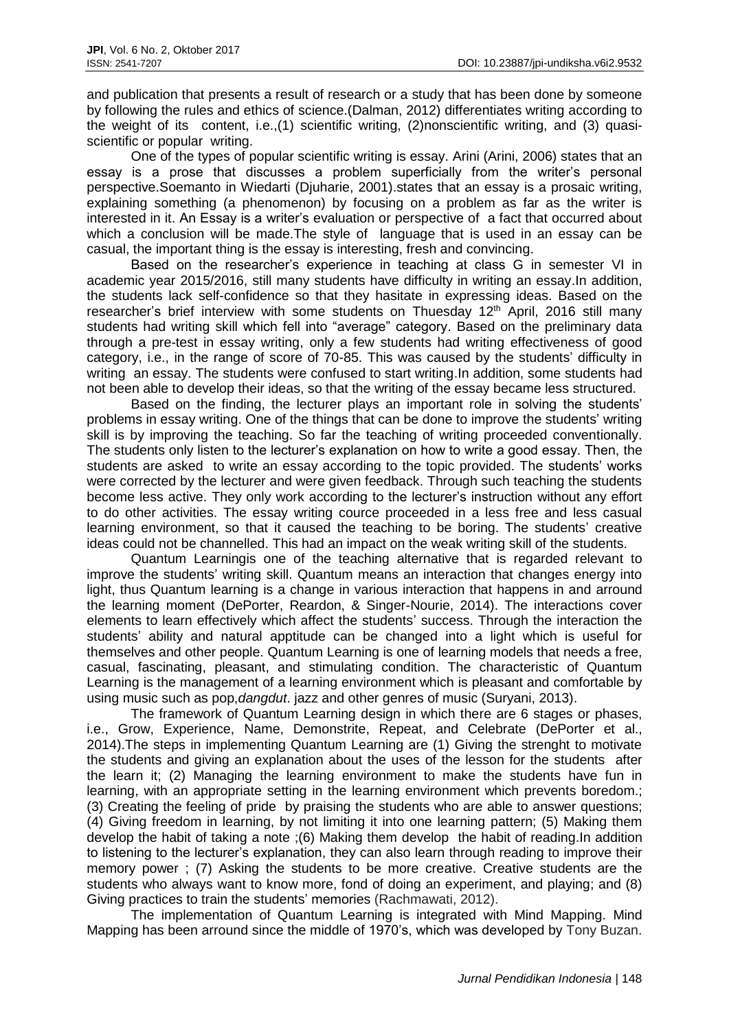and publication that presents a result of research or a study that has been done by someone by following the rules and ethics of science.(Dalman, 2012) differentiates writing according to the weight of its content, i.e.,(1) scientific writing, (2)nonscientific writing, and (3) quasi-scientific or popular writing.

One of the types of popular scientific writing is essay. Arini (Arini, 2006) states that an essay is a prose that discusses a problem superficially from the writer's personal perspective.Soemanto in Wiedarti (Djuharie, 2001).states that an essay is a prosaic writing, explaining something (a phenomenon) by focusing on a problem as far as the writer is interested in it. An Essay is a writer's evaluation or perspective of a fact that occurred about which a conclusion will be made.The style of language that is used in an essay can be casual, the important thing is the essay is interesting, fresh and convincing.

Based on the researcher's experience in teaching at class G in semester VI in academic year 2015/2016, still many students have difficulty in writing an essay.In addition, the students lack self-confidence so that they hasitate in expressing ideas. Based on the researcher's brief interview with some students on Thuesday 12th April, 2016 still many students had writing skill which fell into "average" category. Based on the preliminary data through a pre-test in essay writing, only a few students had writing effectiveness of good category, i.e., in the range of score of 70-85. This was caused by the students' difficulty in writing an essay. The students were confused to start writing.In addition, some students had not been able to develop their ideas, so that the writing of the essay became less structured.

Based on the finding, the lecturer plays an important role in solving the students' problems in essay writing. One of the things that can be done to improve the students' writing skill is by improving the teaching. So far the teaching of writing proceeded conventionally. The students only listen to the lecturer's explanation on how to write a good essay. Then, the students are asked to write an essay according to the topic provided. The students' works were corrected by the lecturer and were given feedback. Through such teaching the students become less active. They only work according to the lecturer's instruction without any effort to do other activities. The essay writing cource proceeded in a less free and less casual learning environment, so that it caused the teaching to be boring. The students' creative ideas could not be channelled. This had an impact on the weak writing skill of the students.

Quantum Learningis one of the teaching alternative that is regarded relevant to improve the students' writing skill. Quantum means an interaction that changes energy into light, thus Quantum learning is a change in various interaction that happens in and arround the learning moment (DePorter, Reardon, & Singer-Nourie, 2014). The interactions cover elements to learn effectively which affect the students' success. Through the interaction the students' ability and natural apptitude can be changed into a light which is useful for themselves and other people. Quantum Learning is one of learning models that needs a free, casual, fascinating, pleasant, and stimulating condition. The characteristic of Quantum Learning is the management of a learning environment which is pleasant and comfortable by using music such as pop,*dangdut*. jazz and other genres of music (Suryani, 2013).

The framework of Quantum Learning design in which there are 6 stages or phases, i.e., Grow, Experience, Name, Demonstrite, Repeat, and Celebrate (DePorter et al., 2014).The steps in implementing Quantum Learning are (1) Giving the strenght to motivate the students and giving an explanation about the uses of the lesson for the students after the learn it; (2) Managing the learning environment to make the students have fun in learning, with an appropriate setting in the learning environment which prevents boredom.; (3) Creating the feeling of pride by praising the students who are able to answer questions; (4) Giving freedom in learning, by not limiting it into one learning pattern; (5) Making them develop the habit of taking a note ;(6) Making them develop the habit of reading.In addition to listening to the lecturer's explanation, they can also learn through reading to improve their memory power ; (7) Asking the students to be more creative. Creative students are the students who always want to know more, fond of doing an experiment, and playing; and (8) Giving practices to train the students' memories (Rachmawati, 2012).

The implementation of Quantum Learning is integrated with Mind Mapping. Mind Mapping has been arround since the middle of 1970's, which was developed by Tony Buzan.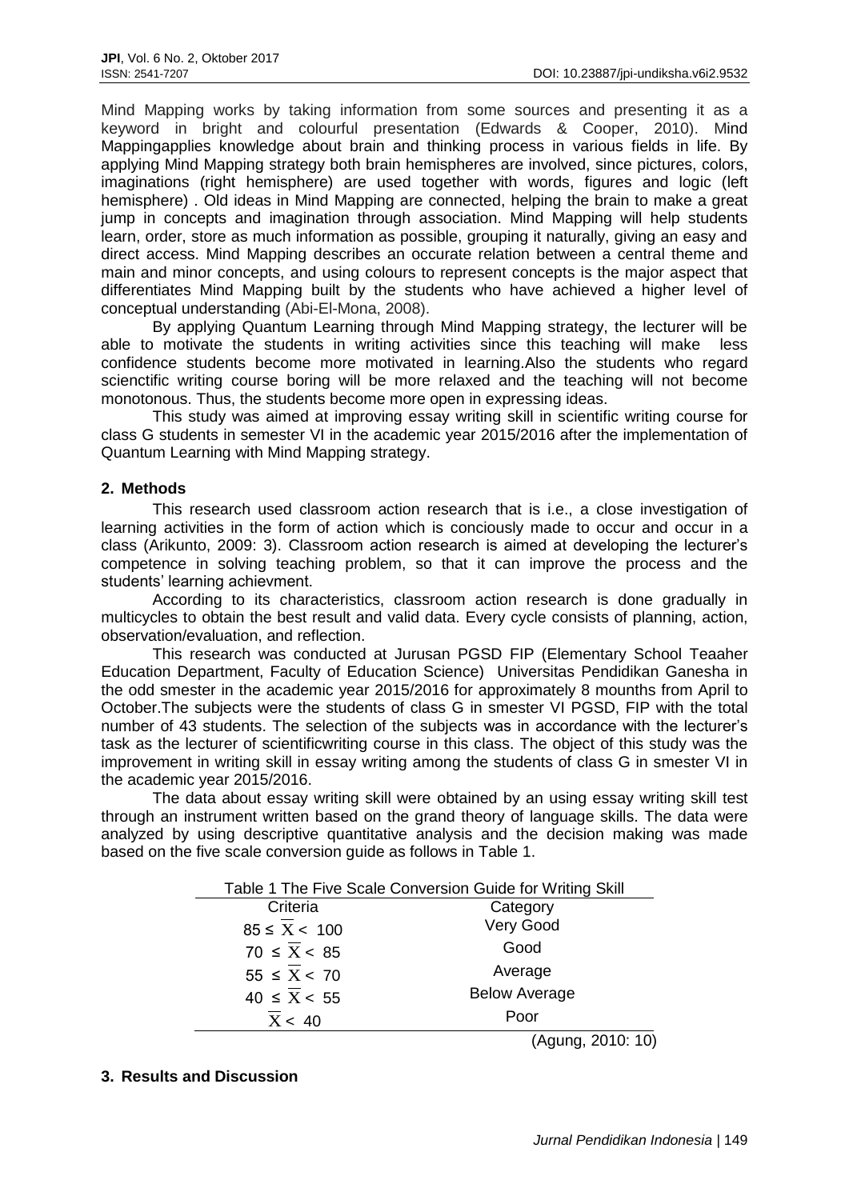Mind Mapping works by taking information from some sources and presenting it as a keyword in bright and colourful presentation (Edwards & Cooper, 2010). Mind Mappingapplies knowledge about brain and thinking process in various fields in life. By applying Mind Mapping strategy both brain hemispheres are involved, since pictures, colors, imaginations (right hemisphere) are used together with words, figures and logic (left hemisphere) . Old ideas in Mind Mapping are connected, helping the brain to make a great jump in concepts and imagination through association. Mind Mapping will help students learn, order, store as much information as possible, grouping it naturally, giving an easy and direct access. Mind Mapping describes an occurate relation between a central theme and main and minor concepts, and using colours to represent concepts is the major aspect that differentiates Mind Mapping built by the students who have achieved a higher level of conceptual understanding (Abi-El-Mona, 2008).

By applying Quantum Learning through Mind Mapping strategy, the lecturer will be able to motivate the students in writing activities since this teaching will make less confidence students become more motivated in learning.Also the students who regard scienctific writing course boring will be more relaxed and the teaching will not become monotonous. Thus, the students become more open in expressing ideas.

This study was aimed at improving essay writing skill in scientific writing course for class G students in semester VI in the academic year 2015/2016 after the implementation of Quantum Learning with Mind Mapping strategy.

## 2. Methods

This research used classroom action research that is i.e., a close investigation of learning activities in the form of action which is conciously made to occur and occur in a class (Arikunto, 2009: 3). Classroom action research is aimed at developing the lecturer's competence in solving teaching problem, so that it can improve the process and the students' learning achievment.

According to its characteristics, classroom action research is done gradually in multicycles to obtain the best result and valid data. Every cycle consists of planning, action, observation/evaluation, and reflection.

This research was conducted at Jurusan PGSD FIP (Elementary School Teaaher Education Department, Faculty of Education Science) Universitas Pendidikan Ganesha in the odd smester in the academic year 2015/2016 for approximately 8 mounths from April to October.The subjects were the students of class G in smester VI PGSD, FIP with the total number of 43 students. The selection of the subjects was in accordance with the lecturer's task as the lecturer of scientificwriting course in this class. The object of this study was the improvement in writing skill in essay writing among the students of class G in smester VI in the academic year 2015/2016.

The data about essay writing skill were obtained by an using essay writing skill test through an instrument written based on the grand theory of language skills. The data were analyzed by using descriptive quantitative analysis and the decision making was made based on the five scale conversion guide as follows in Table 1.

Table 1 The Five Scale Conversion Guide for Writing Skill

| Criteria | Category |
|---|---|
| $85 \leq \overline{X} < 100$ | Very Good |
| $70 \leq \overline{X} < 85$ | Good |
| $55 \leq \overline{X} < 70$ | Average |
| $40 \leq \overline{X} < 55$ | Below Average |
| $\overline{X} < 40$ | Poor |

(Agung, 2010: 10)

## 3. Results and Discussion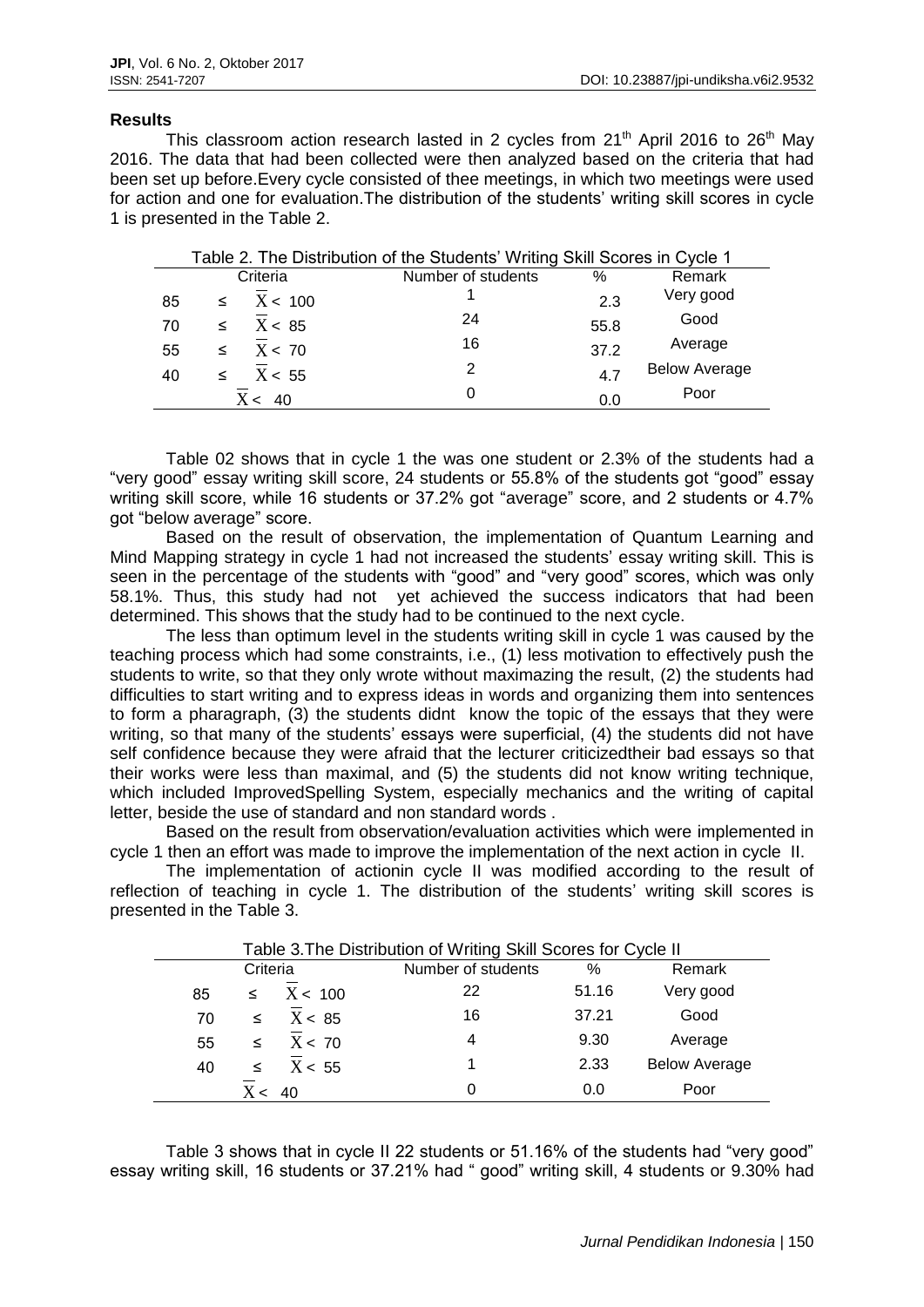**Results**

This classroom action research lasted in 2 cycles from 21[th] April 2016 to 26[th] May 2016. The data that had been collected were then analyzed based on the criteria that had been set up before.Every cycle consisted of thee meetings, in which two meetings were used for action and one for evaluation.The distribution of the students' writing skill scores in cycle 1 is presented in the Table 2.

Table 2. The Distribution of the Students' Writing Skill Scores in Cycle 1

| Criteria | Number of students | % | Remark |
|---|---|---|---|
| $85 \leq \overline{X} < 100$ | 1 | 2.3 | Very good |
| $70 \leq \overline{X} < 85$ | 24 | 55.8 | Good |
| $55 \leq \overline{X} < 70$ | 16 | 37.2 | Average |
| $40 \leq \overline{X} < 55$ | 2 | 4.7 | Below Average |
| $\overline{X} < 40$ | 0 | 0.0 | Poor |

Table 02 shows that in cycle 1 the was one student or 2.3% of the students had a "very good" essay writing skill score, 24 students or 55.8% of the students got "good" essay writing skill score, while 16 students or 37.2% got "average" score, and 2 students or 4.7% got "below average" score.

Based on the result of observation, the implementation of Quantum Learning and Mind Mapping strategy in cycle 1 had not increased the students' essay writing skill. This is seen in the percentage of the students with "good" and "very good" scores, which was only 58.1%. Thus, this study had not yet achieved the success indicators that had been determined. This shows that the study had to be continued to the next cycle.

The less than optimum level in the students writing skill in cycle 1 was caused by the teaching process which had some constraints, i.e., (1) less motivation to effectively push the students to write, so that they only wrote without maximazing the result, (2) the students had difficulties to start writing and to express ideas in words and organizing them into sentences to form a pharagraph, (3) the students didnt know the topic of the essays that they were writing, so that many of the students' essays were superficial, (4) the students did not have self confidence because they were afraid that the lecturer criticizedtheir bad essays so that their works were less than maximal, and (5) the students did not know writing technique, which included ImprovedSpelling System, especially mechanics and the writing of capital letter, beside the use of standard and non standard words .

Based on the result from observation/evaluation activities which were implemented in cycle 1 then an effort was made to improve the implementation of the next action in cycle II.

The implementation of actionin cycle II was modified according to the result of reflection of teaching in cycle 1. The distribution of the students' writing skill scores is presented in the Table 3.

Table 3.The Distribution of Writing Skill Scores for Cycle II

| Criteria | Number of students | % | Remark |
|---|---|---|---|
| $85 \leq \overline{X} < 100$ | 22 | 51.16 | Very good |
| $70 \leq \overline{X} < 85$ | 16 | 37.21 | Good |
| $55 \leq \overline{X} < 70$ | 4 | 9.30 | Average |
| $40 \leq \overline{X} < 55$ | 1 | 2.33 | Below Average |
| $\overline{X} < 40$ | 0 | 0.0 | Poor |

Table 3 shows that in cycle II 22 students or 51.16% of the students had "very good" essay writing skill, 16 students or 37.21% had " good" writing skill, 4 students or 9.30% had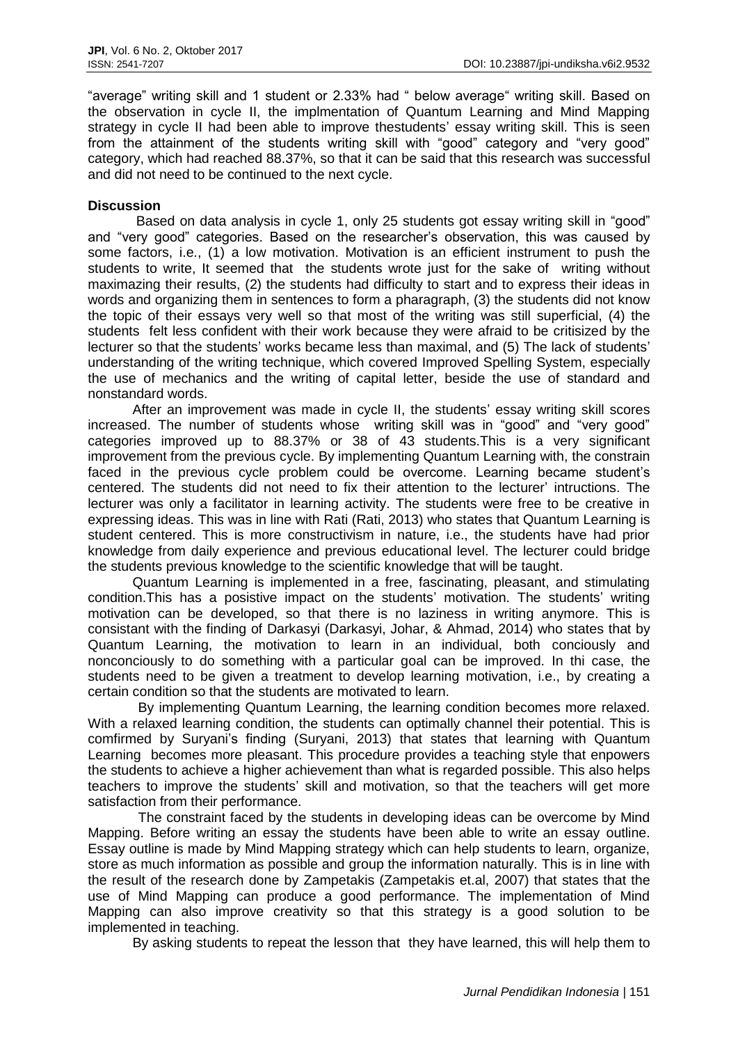"average" writing skill and 1 student or 2.33% had " below average" writing skill. Based on the observation in cycle II, the implmentation of Quantum Learning and Mind Mapping strategy in cycle II had been able to improve thestudents' essay writing skill. This is seen from the attainment of the students writing skill with "good" category and "very good" category, which had reached 88.37%, so that it can be said that this research was successful and did not need to be continued to the next cycle.

**Discussion**

Based on data analysis in cycle 1, only 25 students got essay writing skill in "good" and "very good" categories. Based on the researcher's observation, this was caused by some factors, i.e., (1) a low motivation. Motivation is an efficient instrument to push the students to write, It seemed that the students wrote just for the sake of writing without maximazing their results, (2) the students had difficulty to start and to express their ideas in words and organizing them in sentences to form a pharagraph, (3) the students did not know the topic of their essays very well so that most of the writing was still superficial, (4) the students felt less confident with their work because they were afraid to be critisized by the lecturer so that the students' works became less than maximal, and (5) The lack of students' understanding of the writing technique, which covered Improved Spelling System, especially the use of mechanics and the writing of capital letter, beside the use of standard and nonstandard words.

After an improvement was made in cycle II, the students' essay writing skill scores increased. The number of students whose writing skill was in "good" and "very good" categories improved up to 88.37% or 38 of 43 students.This is a very significant improvement from the previous cycle. By implementing Quantum Learning with, the constrain faced in the previous cycle problem could be overcome. Learning became student's centered. The students did not need to fix their attention to the lecturer' intructions. The lecturer was only a facilitator in learning activity. The students were free to be creative in expressing ideas. This was in line with Rati (Rati, 2013) who states that Quantum Learning is student centered. This is more constructivism in nature, i.e., the students have had prior knowledge from daily experience and previous educational level. The lecturer could bridge the students previous knowledge to the scientific knowledge that will be taught.

Quantum Learning is implemented in a free, fascinating, pleasant, and stimulating condition.This has a posistive impact on the students' motivation. The students' writing motivation can be developed, so that there is no laziness in writing anymore. This is consistant with the finding of Darkasyi (Darkasyi, Johar, & Ahmad, 2014) who states that by Quantum Learning, the motivation to learn in an individual, both conciously and nonconciously to do something with a particular goal can be improved. In thi case, the students need to be given a treatment to develop learning motivation, i.e., by creating a certain condition so that the students are motivated to learn.

By implementing Quantum Learning, the learning condition becomes more relaxed. With a relaxed learning condition, the students can optimally channel their potential. This is comfirmed by Suryani's finding (Suryani, 2013) that states that learning with Quantum Learning becomes more pleasant. This procedure provides a teaching style that enpowers the students to achieve a higher achievement than what is regarded possible. This also helps teachers to improve the students' skill and motivation, so that the teachers will get more satisfaction from their performance.

The constraint faced by the students in developing ideas can be overcome by Mind Mapping. Before writing an essay the students have been able to write an essay outline. Essay outline is made by Mind Mapping strategy which can help students to learn, organize, store as much information as possible and group the information naturally. This is in line with the result of the research done by Zampetakis (Zampetakis et.al, 2007) that states that the use of Mind Mapping can produce a good performance. The implementation of Mind Mapping can also improve creativity so that this strategy is a good solution to be implemented in teaching.

By asking students to repeat the lesson that they have learned, this will help them to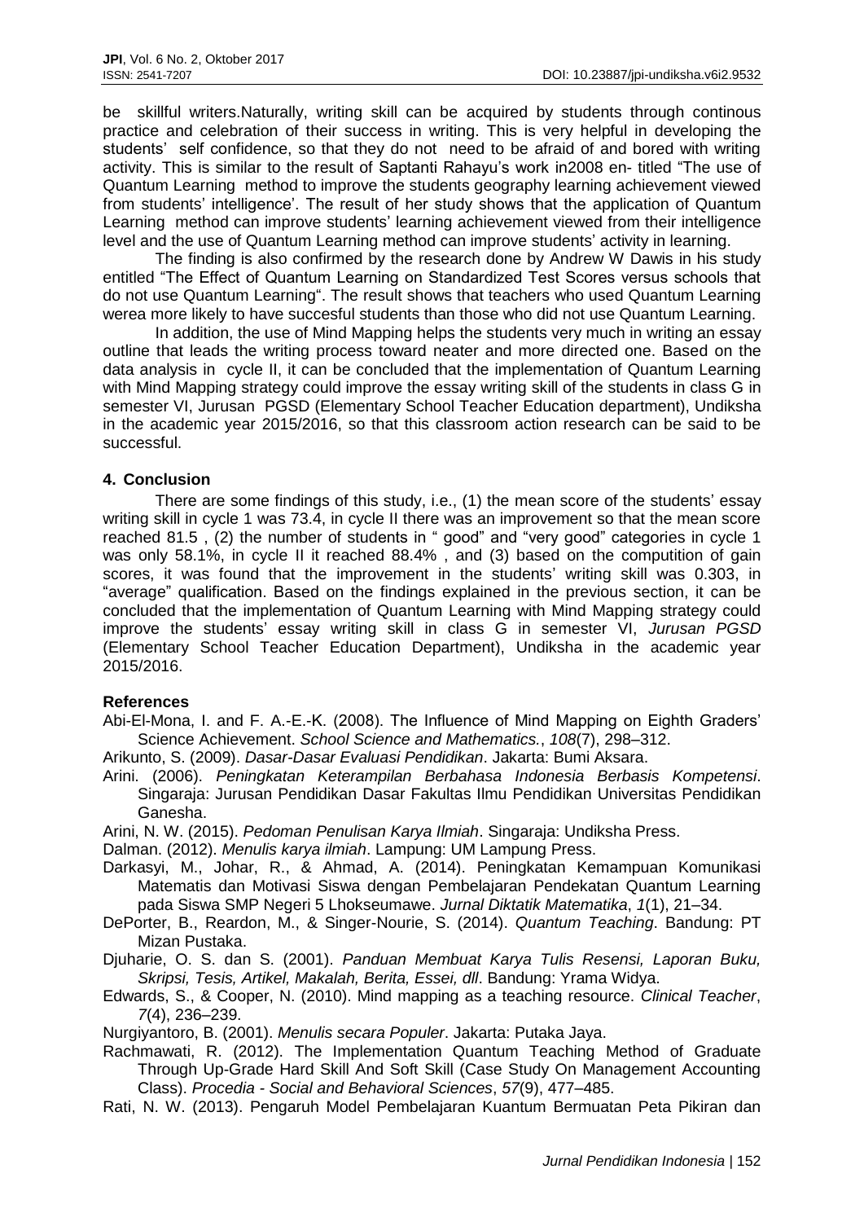be skillful writers.Naturally, writing skill can be acquired by students through continous practice and celebration of their success in writing. This is very helpful in developing the students' self confidence, so that they do not need to be afraid of and bored with writing activity. This is similar to the result of Saptanti Rahayu's work in2008 en- titled "The use of Quantum Learning method to improve the students geography learning achievement viewed from students' intelligence'. The result of her study shows that the application of Quantum Learning method can improve students' learning achievement viewed from their intelligence level and the use of Quantum Learning method can improve students' activity in learning.

The finding is also confirmed by the research done by Andrew W Dawis in his study entitled "The Effect of Quantum Learning on Standardized Test Scores versus schools that do not use Quantum Learning". The result shows that teachers who used Quantum Learning werea more likely to have succesful students than those who did not use Quantum Learning.

In addition, the use of Mind Mapping helps the students very much in writing an essay outline that leads the writing process toward neater and more directed one. Based on the data analysis in cycle II, it can be concluded that the implementation of Quantum Learning with Mind Mapping strategy could improve the essay writing skill of the students in class G in semester VI, Jurusan PGSD (Elementary School Teacher Education department), Undiksha in the academic year 2015/2016, so that this classroom action research can be said to be successful.

## 4. Conclusion

There are some findings of this study, i.e., (1) the mean score of the students' essay writing skill in cycle 1 was 73.4, in cycle II there was an improvement so that the mean score reached 81.5 , (2) the number of students in " good" and "very good" categories in cycle 1 was only 58.1%, in cycle II it reached 88.4% , and (3) based on the computition of gain scores, it was found that the improvement in the students' writing skill was 0.303, in "average" qualification. Based on the findings explained in the previous section, it can be concluded that the implementation of Quantum Learning with Mind Mapping strategy could improve the students' essay writing skill in class G in semester VI, *Jurusan PGSD* (Elementary School Teacher Education Department), Undiksha in the academic year 2015/2016.

## References

Abi-El-Mona, I. and F. A.-E.-K. (2008). The Influence of Mind Mapping on Eighth Graders' Science Achievement. *School Science and Mathematics.*, *108*(7), 298–312.

Arikunto, S. (2009). *Dasar-Dasar Evaluasi Pendidikan*. Jakarta: Bumi Aksara.

Arini. (2006). *Peningkatan Keterampilan Berbahasa Indonesia Berbasis Kompetensi*. Singaraja: Jurusan Pendidikan Dasar Fakultas Ilmu Pendidikan Universitas Pendidikan Ganesha.

Arini, N. W. (2015). *Pedoman Penulisan Karya Ilmiah*. Singaraja: Undiksha Press.

Dalman. (2012). *Menulis karya ilmiah*. Lampung: UM Lampung Press.

Darkasyi, M., Johar, R., & Ahmad, A. (2014). Peningkatan Kemampuan Komunikasi Matematis dan Motivasi Siswa dengan Pembelajaran Pendekatan Quantum Learning pada Siswa SMP Negeri 5 Lhokseumawe. *Jurnal Diktatik Matematika*, *1*(1), 21–34.

DePorter, B., Reardon, M., & Singer-Nourie, S. (2014). *Quantum Teaching*. Bandung: PT Mizan Pustaka.

Djuharie, O. S. dan S. (2001). *Panduan Membuat Karya Tulis Resensi, Laporan Buku, Skripsi, Tesis, Artikel, Makalah, Berita, Essei, dll*. Bandung: Yrama Widya.

Edwards, S., & Cooper, N. (2010). Mind mapping as a teaching resource. *Clinical Teacher*, *7*(4), 236–239.

Nurgiyantoro, B. (2001). *Menulis secara Populer*. Jakarta: Putaka Jaya.

Rachmawati, R. (2012). The Implementation Quantum Teaching Method of Graduate Through Up-Grade Hard Skill And Soft Skill (Case Study On Management Accounting Class). *Procedia - Social and Behavioral Sciences*, *57*(9), 477–485.

Rati, N. W. (2013). Pengaruh Model Pembelajaran Kuantum Bermuatan Peta Pikiran dan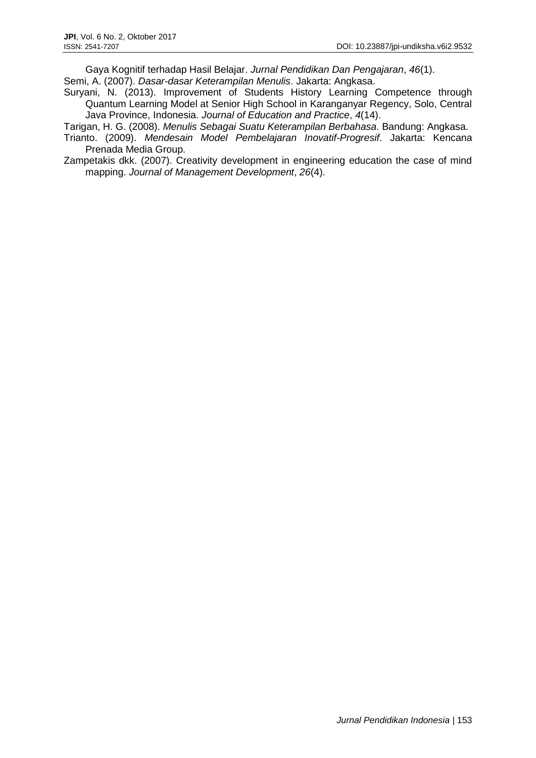Gaya Kognitif terhadap Hasil Belajar. *Jurnal Pendidikan Dan Pengajaran*, *46*(1).

Semi, A. (2007). *Dasar-dasar Keterampilan Menulis*. Jakarta: Angkasa.

Suryani, N. (2013). Improvement of Students History Learning Competence through Quantum Learning Model at Senior High School in Karanganyar Regency, Solo, Central Java Province, Indonesia. *Journal of Education and Practice*, *4*(14).

Tarigan, H. G. (2008). *Menulis Sebagai Suatu Keterampilan Berbahasa*. Bandung: Angkasa.

Trianto. (2009). *Mendesain Model Pembelajaran Inovatif-Progresif*. Jakarta: Kencana Prenada Media Group.

Zampetakis dkk. (2007). Creativity development in engineering education the case of mind mapping. *Journal of Management Development*, *26*(4).